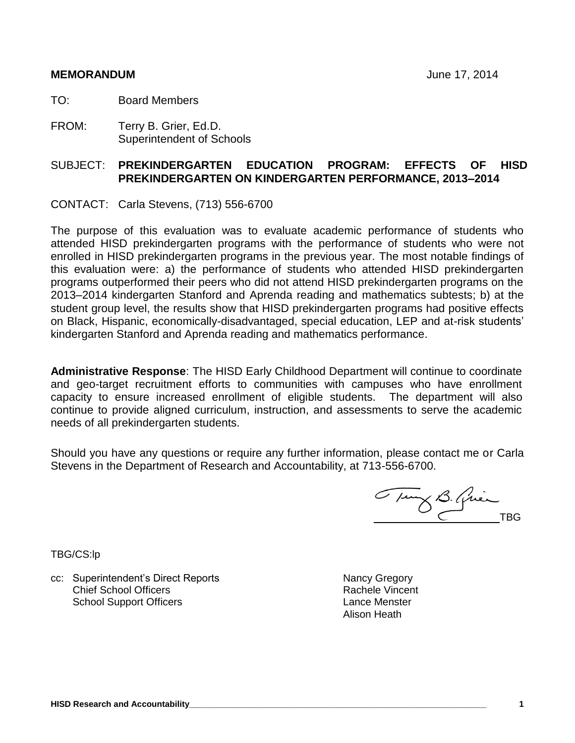**MEMORANDUM** June 17, 2014

TO: Board Members

FROM: Terry B. Grier, Ed.D.
Superintendent of Schools

SUBJECT: **PREKINDERGARTEN EDUCATION PROGRAM: EFFECTS OF HISD PREKINDERGARTEN ON KINDERGARTEN PERFORMANCE, 2013–2014**

CONTACT: Carla Stevens, (713) 556-6700

The purpose of this evaluation was to evaluate academic performance of students who attended HISD prekindergarten programs with the performance of students who were not enrolled in HISD prekindergarten programs in the previous year. The most notable findings of this evaluation were: a) the performance of students who attended HISD prekindergarten programs outperformed their peers who did not attend HISD prekindergarten programs on the 2013–2014 kindergarten Stanford and Aprenda reading and mathematics subtests; b) at the student group level, the results show that HISD prekindergarten programs had positive effects on Black, Hispanic, economically-disadvantaged, special education, LEP and at-risk students' kindergarten Stanford and Aprenda reading and mathematics performance.

**Administrative Response**: The HISD Early Childhood Department will continue to coordinate and geo-target recruitment efforts to communities with campuses who have enrollment capacity to ensure increased enrollment of eligible students. The department will also continue to provide aligned curriculum, instruction, and assessments to serve the academic needs of all prekindergarten students.

Should you have any questions or require any further information, please contact me or Carla Stevens in the Department of Research and Accountability, at 713-556-6700.

TBG

TBG/CS:lp

cc: Superintendent's Direct Reports
Chief School Officers
School Support Officers

Nancy Gregory
Rachele Vincent
Lance Menster
Alison Heath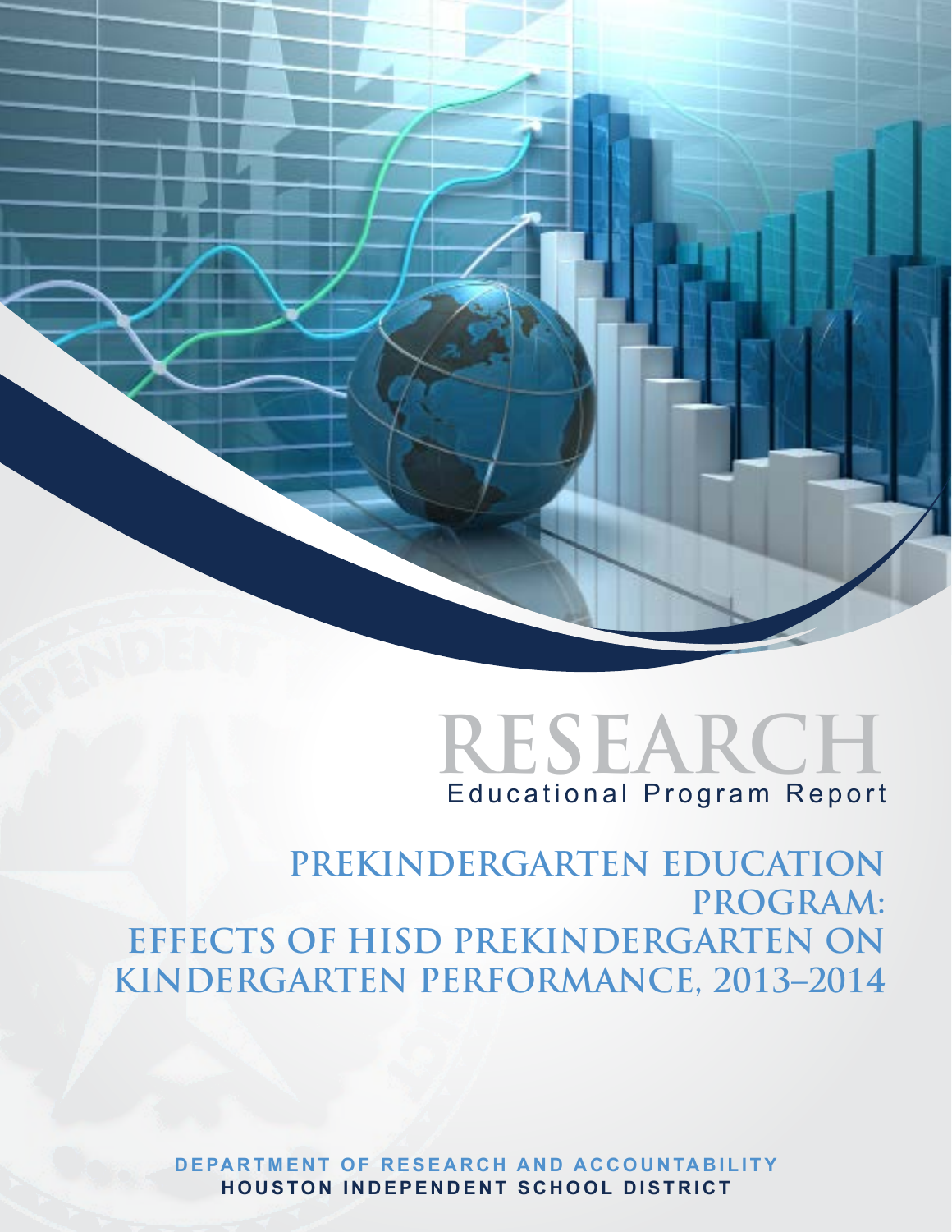# RESEARCH

Educational Program Report

## PREKINDERGARTEN EDUCATION PROGRAM: EFFECTS OF HISD PREKINDERGARTEN ON KINDERGARTEN PERFORMANCE, 2013–2014

**DEPARTMENT OF RESEARCH AND ACCOUNTABILITY**
**HOUSTON INDEPENDENT SCHOOL DISTRICT**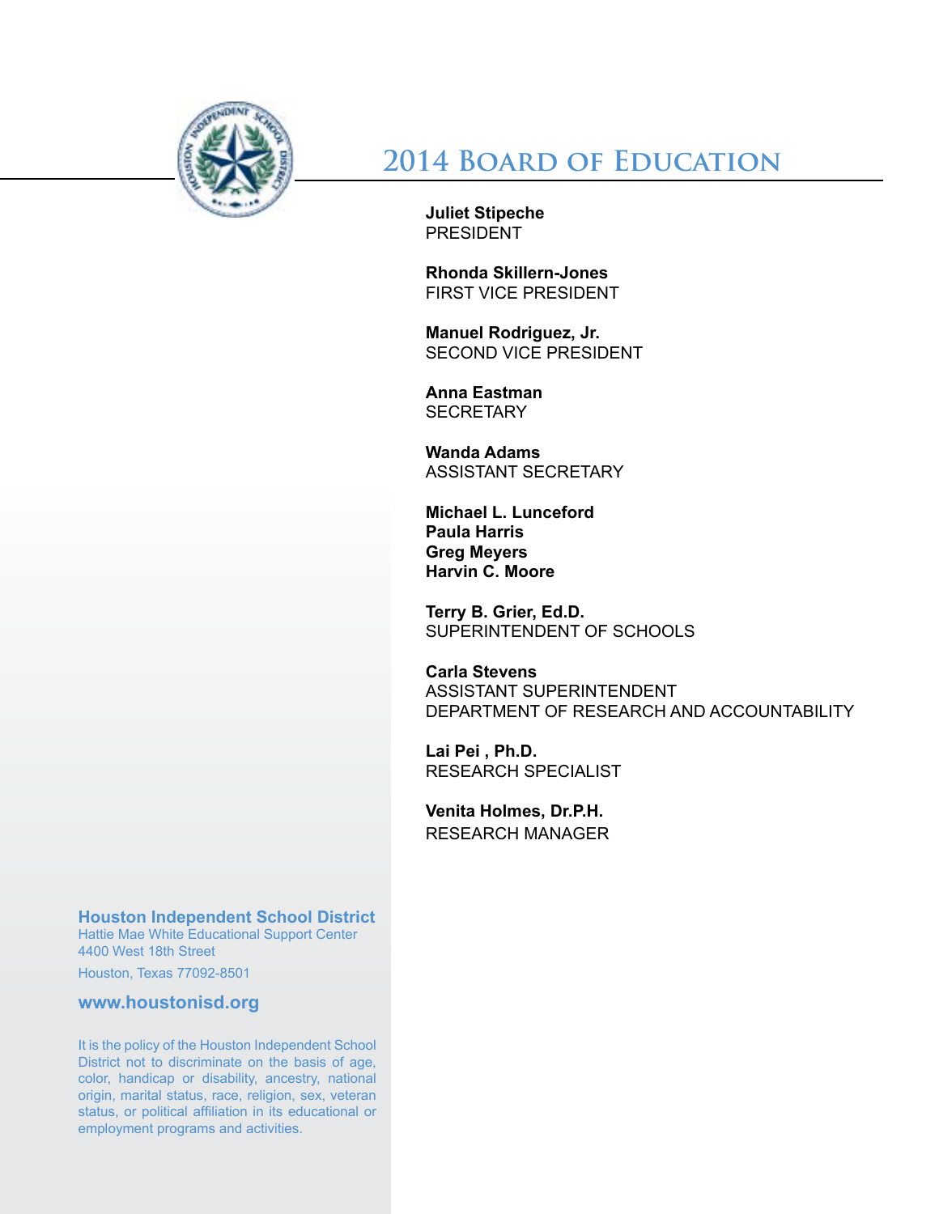# 2014 Board of Education

**Juliet Stipeche**
PRESIDENT

**Rhonda Skillern-Jones**
FIRST VICE PRESIDENT

**Manuel Rodriguez, Jr.**
SECOND VICE PRESIDENT

**Anna Eastman**
SECRETARY

**Wanda Adams**
ASSISTANT SECRETARY

**Michael L. Lunceford**
**Paula Harris**
**Greg Meyers**
**Harvin C. Moore**

**Terry B. Grier, Ed.D.**
SUPERINTENDENT OF SCHOOLS

**Carla Stevens**
ASSISTANT SUPERINTENDENT
DEPARTMENT OF RESEARCH AND ACCOUNTABILITY

**Lai Pei , Ph.D.**
RESEARCH SPECIALIST

**Venita Holmes, Dr.P.H.**
RESEARCH MANAGER

**Houston Independent School District**
Hattie Mae White Educational Support Center
4400 West 18th Street
Houston, Texas 77092-8501

**www.houstonisd.org**

It is the policy of the Houston Independent School District not to discriminate on the basis of age, color, handicap or disability, ancestry, national origin, marital status, race, religion, sex, veteran status, or political affiliation in its educational or employment programs and activities.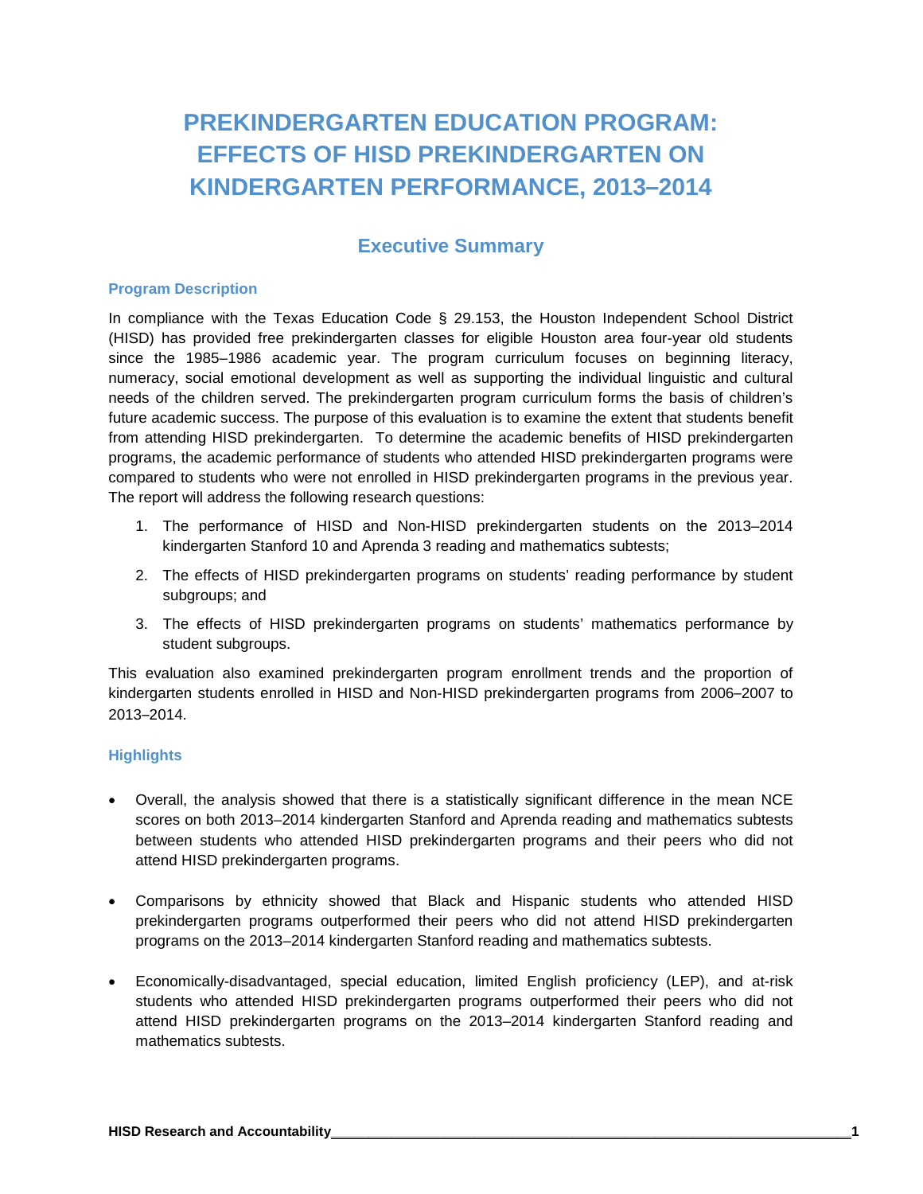# PREKINDERGARTEN EDUCATION PROGRAM: EFFECTS OF HISD PREKINDERGARTEN ON KINDERGARTEN PERFORMANCE, 2013–2014

## Executive Summary

### Program Description

In compliance with the Texas Education Code § 29.153, the Houston Independent School District (HISD) has provided free prekindergarten classes for eligible Houston area four-year old students since the 1985–1986 academic year. The program curriculum focuses on beginning literacy, numeracy, social emotional development as well as supporting the individual linguistic and cultural needs of the children served. The prekindergarten program curriculum forms the basis of children's future academic success. The purpose of this evaluation is to examine the extent that students benefit from attending HISD prekindergarten. To determine the academic benefits of HISD prekindergarten programs, the academic performance of students who attended HISD prekindergarten programs were compared to students who were not enrolled in HISD prekindergarten programs in the previous year. The report will address the following research questions:

1. The performance of HISD and Non-HISD prekindergarten students on the 2013–2014 kindergarten Stanford 10 and Aprenda 3 reading and mathematics subtests;
2. The effects of HISD prekindergarten programs on students' reading performance by student subgroups; and
3. The effects of HISD prekindergarten programs on students' mathematics performance by student subgroups.

This evaluation also examined prekindergarten program enrollment trends and the proportion of kindergarten students enrolled in HISD and Non-HISD prekindergarten programs from 2006–2007 to 2013–2014.

### Highlights

- Overall, the analysis showed that there is a statistically significant difference in the mean NCE scores on both 2013–2014 kindergarten Stanford and Aprenda reading and mathematics subtests between students who attended HISD prekindergarten programs and their peers who did not attend HISD prekindergarten programs.

- Comparisons by ethnicity showed that Black and Hispanic students who attended HISD prekindergarten programs outperformed their peers who did not attend HISD prekindergarten programs on the 2013–2014 kindergarten Stanford reading and mathematics subtests.

- Economically-disadvantaged, special education, limited English proficiency (LEP), and at-risk students who attended HISD prekindergarten programs outperformed their peers who did not attend HISD prekindergarten programs on the 2013–2014 kindergarten Stanford reading and mathematics subtests.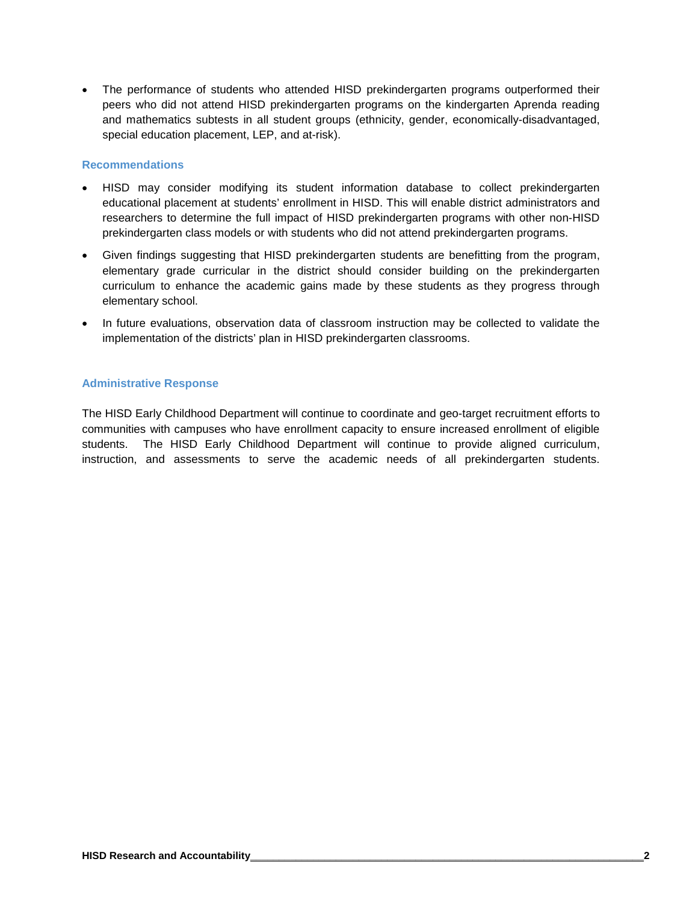- The performance of students who attended HISD prekindergarten programs outperformed their peers who did not attend HISD prekindergarten programs on the kindergarten Aprenda reading and mathematics subtests in all student groups (ethnicity, gender, economically-disadvantaged, special education placement, LEP, and at-risk).

### Recommendations

- HISD may consider modifying its student information database to collect prekindergarten educational placement at students' enrollment in HISD. This will enable district administrators and researchers to determine the full impact of HISD prekindergarten programs with other non-HISD prekindergarten class models or with students who did not attend prekindergarten programs.
- Given findings suggesting that HISD prekindergarten students are benefitting from the program, elementary grade curricular in the district should consider building on the prekindergarten curriculum to enhance the academic gains made by these students as they progress through elementary school.
- In future evaluations, observation data of classroom instruction may be collected to validate the implementation of the districts' plan in HISD prekindergarten classrooms.

### Administrative Response

The HISD Early Childhood Department will continue to coordinate and geo-target recruitment efforts to communities with campuses who have enrollment capacity to ensure increased enrollment of eligible students. The HISD Early Childhood Department will continue to provide aligned curriculum, instruction, and assessments to serve the academic needs of all prekindergarten students.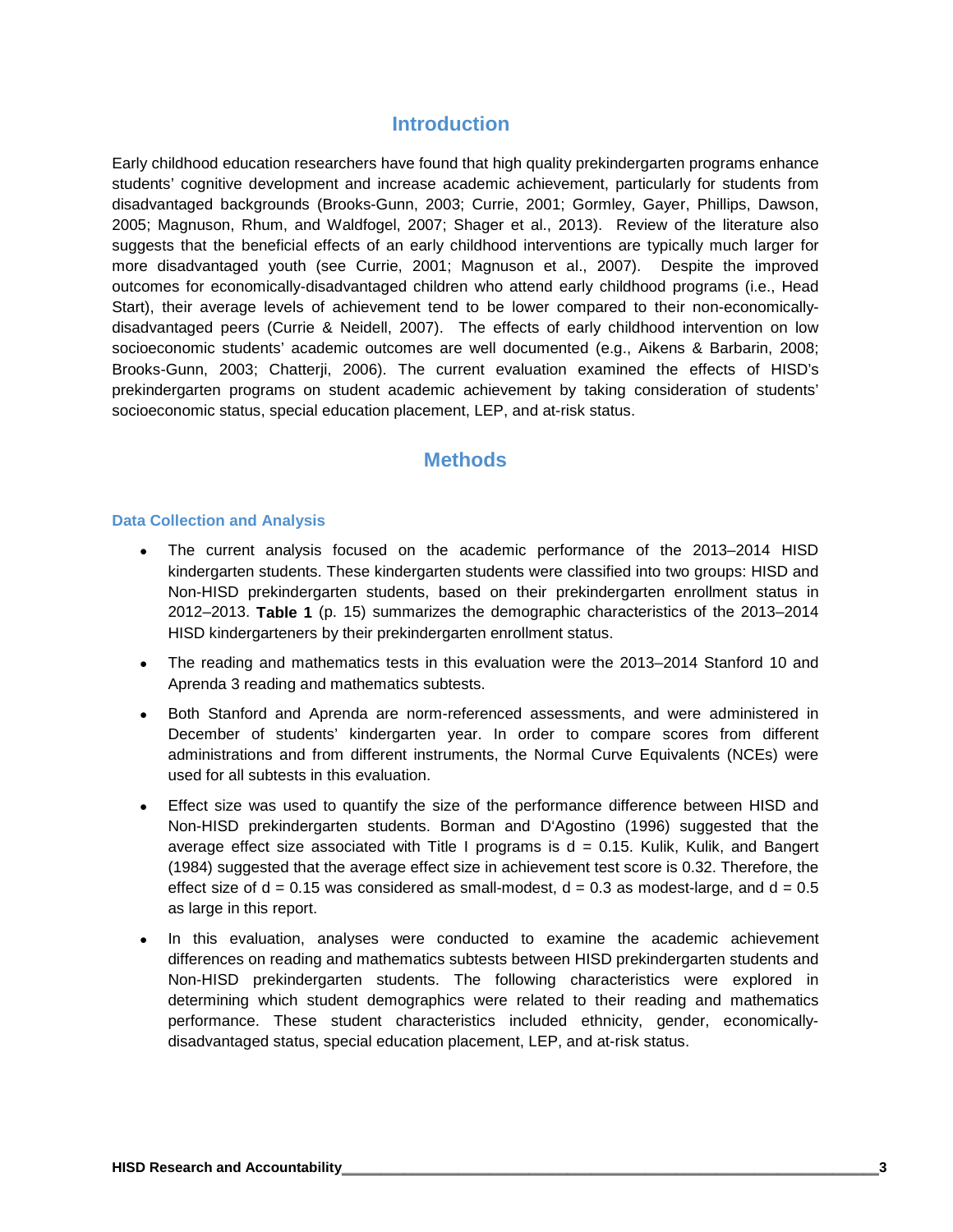## Introduction

Early childhood education researchers have found that high quality prekindergarten programs enhance students' cognitive development and increase academic achievement, particularly for students from disadvantaged backgrounds (Brooks-Gunn, 2003; Currie, 2001; Gormley, Gayer, Phillips, Dawson, 2005; Magnuson, Rhum, and Waldfogel, 2007; Shager et al., 2013). Review of the literature also suggests that the beneficial effects of an early childhood interventions are typically much larger for more disadvantaged youth (see Currie, 2001; Magnuson et al., 2007). Despite the improved outcomes for economically-disadvantaged children who attend early childhood programs (i.e., Head Start), their average levels of achievement tend to be lower compared to their non-economically-disadvantaged peers (Currie & Neidell, 2007). The effects of early childhood intervention on low socioeconomic students' academic outcomes are well documented (e.g., Aikens & Barbarin, 2008; Brooks-Gunn, 2003; Chatterji, 2006). The current evaluation examined the effects of HISD's prekindergarten programs on student academic achievement by taking consideration of students' socioeconomic status, special education placement, LEP, and at-risk status.

## Methods

### Data Collection and Analysis

- The current analysis focused on the academic performance of the 2013–2014 HISD kindergarten students. These kindergarten students were classified into two groups: HISD and Non-HISD prekindergarten students, based on their prekindergarten enrollment status in 2012–2013. **Table 1** (p. 15) summarizes the demographic characteristics of the 2013–2014 HISD kindergarteners by their prekindergarten enrollment status.
- The reading and mathematics tests in this evaluation were the 2013–2014 Stanford 10 and Aprenda 3 reading and mathematics subtests.
- Both Stanford and Aprenda are norm-referenced assessments, and were administered in December of students' kindergarten year. In order to compare scores from different administrations and from different instruments, the Normal Curve Equivalents (NCEs) were used for all subtests in this evaluation.
- Effect size was used to quantify the size of the performance difference between HISD and Non-HISD prekindergarten students. Borman and D'Agostino (1996) suggested that the average effect size associated with Title I programs is $d = 0.15$. Kulik, Kulik, and Bangert (1984) suggested that the average effect size in achievement test score is 0.32. Therefore, the effect size of $d = 0.15$ was considered as small-modest, $d = 0.3$ as modest-large, and $d = 0.5$ as large in this report.
- In this evaluation, analyses were conducted to examine the academic achievement differences on reading and mathematics subtests between HISD prekindergarten students and Non-HISD prekindergarten students. The following characteristics were explored in determining which student demographics were related to their reading and mathematics performance. These student characteristics included ethnicity, gender, economically-disadvantaged status, special education placement, LEP, and at-risk status.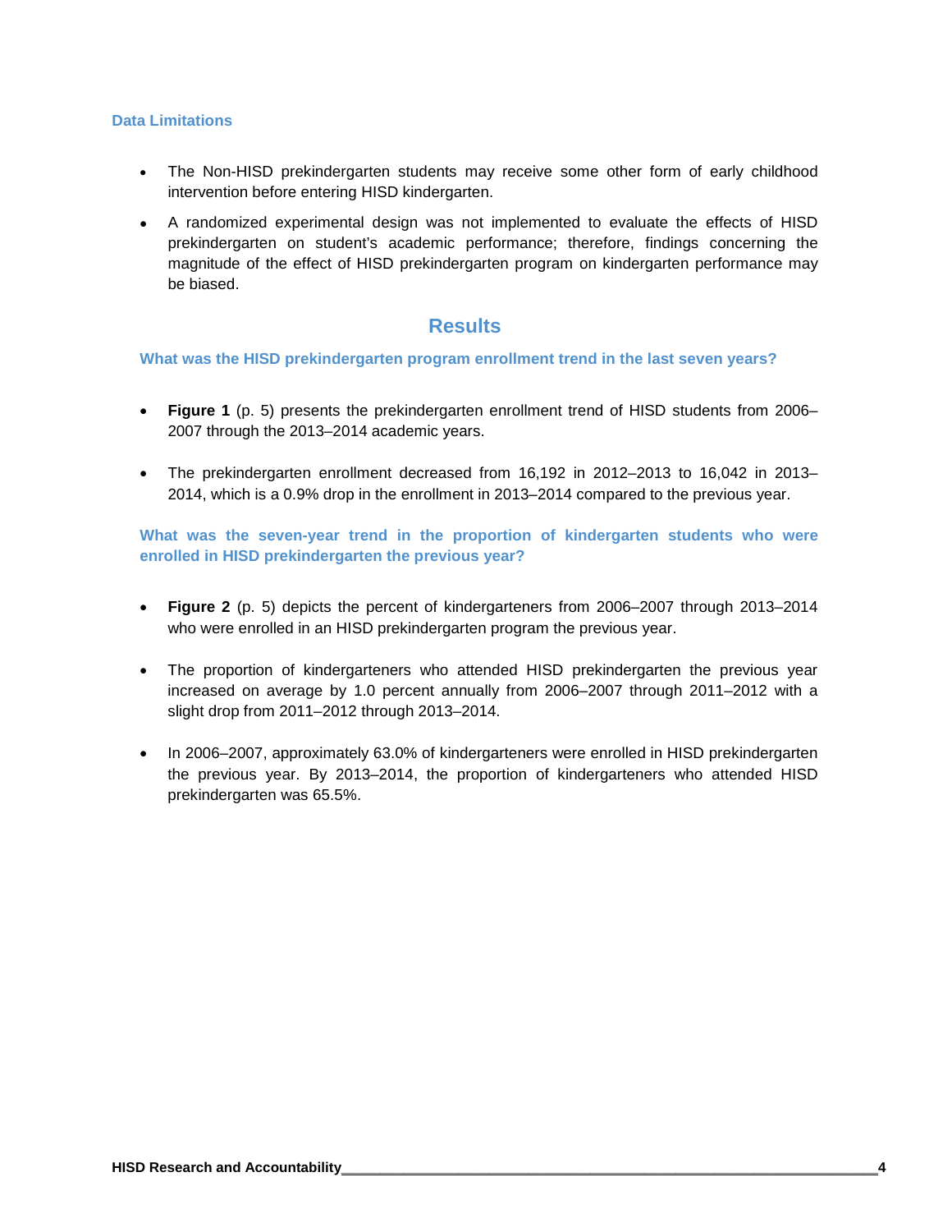### Data Limitations

- The Non-HISD prekindergarten students may receive some other form of early childhood intervention before entering HISD kindergarten.
- A randomized experimental design was not implemented to evaluate the effects of HISD prekindergarten on student's academic performance; therefore, findings concerning the magnitude of the effect of HISD prekindergarten program on kindergarten performance may be biased.

## Results

### What was the HISD prekindergarten program enrollment trend in the last seven years?

- **Figure 1** (p. 5) presents the prekindergarten enrollment trend of HISD students from 2006–2007 through the 2013–2014 academic years.
- The prekindergarten enrollment decreased from 16,192 in 2012–2013 to 16,042 in 2013–2014, which is a 0.9% drop in the enrollment in 2013–2014 compared to the previous year.

### What was the seven-year trend in the proportion of kindergarten students who were enrolled in HISD prekindergarten the previous year?

- **Figure 2** (p. 5) depicts the percent of kindergarteners from 2006–2007 through 2013–2014 who were enrolled in an HISD prekindergarten program the previous year.
- The proportion of kindergarteners who attended HISD prekindergarten the previous year increased on average by 1.0 percent annually from 2006–2007 through 2011–2012 with a slight drop from 2011–2012 through 2013–2014.
- In 2006–2007, approximately 63.0% of kindergarteners were enrolled in HISD prekindergarten the previous year. By 2013–2014, the proportion of kindergarteners who attended HISD prekindergarten was 65.5%.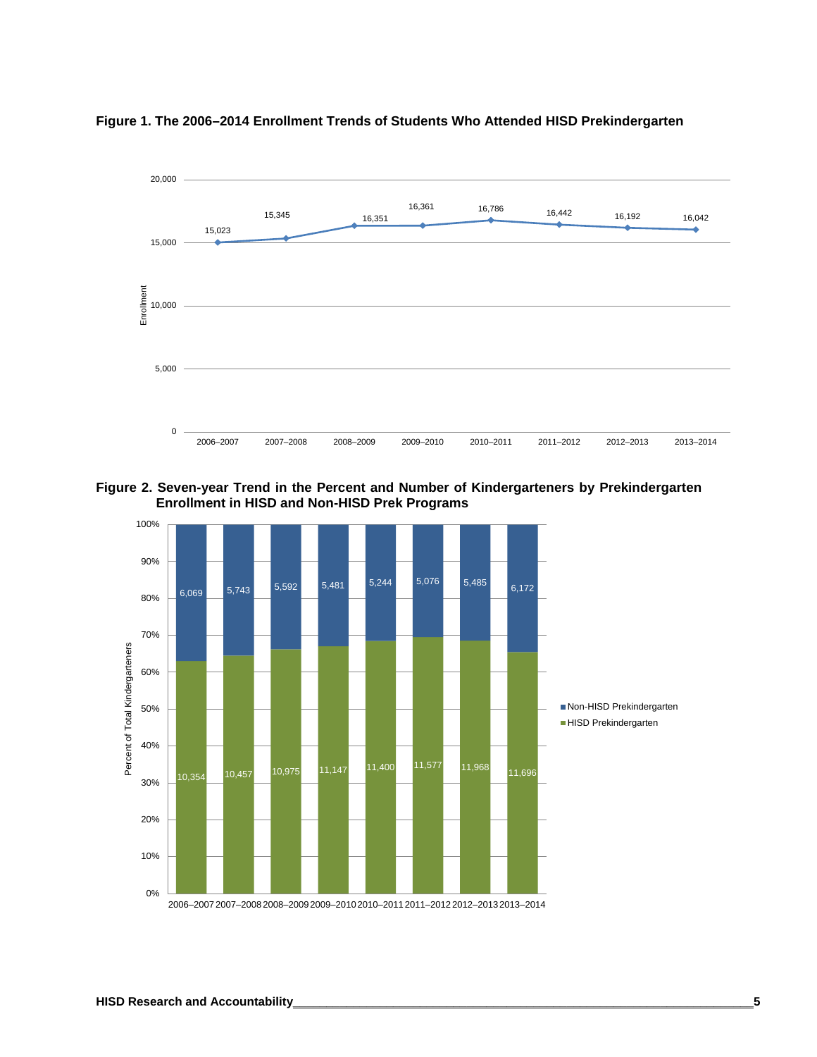**Figure 1. The 2006–2014 Enrollment Trends of Students Who Attended HISD Prekindergarten**

| Year | Enrollment |
|---|---|
| 2006–2007 | 15,023 |
| 2007–2008 | 15,345 |
| 2008–2009 | 16,351 |
| 2009–2010 | 16,361 |
| 2010–2011 | 16,786 |
| 2011–2012 | 16,442 |
| 2012–2013 | 16,192 |
| 2013–2014 | 16,042 |

**Figure 2. Seven-year Trend in the Percent and Number of Kindergarteners by Prekindergarten Enrollment in HISD and Non-HISD Prek Programs**

| Year | Non-HISD Prekindergarten | HISD Prekindergarten |
|---|---|---|
| 2006–2007 | 6,069 | 10,354 |
| 2007–2008 | 5,743 | 10,457 |
| 2008–2009 | 5,592 | 10,975 |
| 2009–2010 | 5,481 | 11,147 |
| 2010–2011 | 5,244 | 11,400 |
| 2011–2012 | 5,076 | 11,577 |
| 2012–2013 | 5,485 | 11,968 |
| 2013–2014 | 6,172 | 11,696 |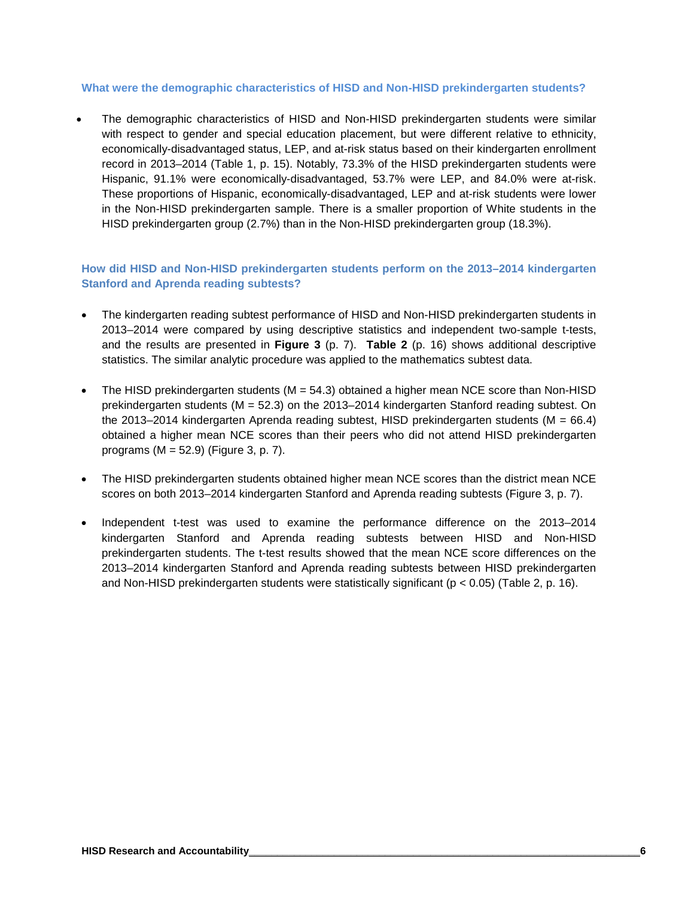### What were the demographic characteristics of HISD and Non-HISD prekindergarten students?

- The demographic characteristics of HISD and Non-HISD prekindergarten students were similar with respect to gender and special education placement, but were different relative to ethnicity, economically-disadvantaged status, LEP, and at-risk status based on their kindergarten enrollment record in 2013–2014 (Table 1, p. 15). Notably, 73.3% of the HISD prekindergarten students were Hispanic, 91.1% were economically-disadvantaged, 53.7% were LEP, and 84.0% were at-risk. These proportions of Hispanic, economically-disadvantaged, LEP and at-risk students were lower in the Non-HISD prekindergarten sample. There is a smaller proportion of White students in the HISD prekindergarten group (2.7%) than in the Non-HISD prekindergarten group (18.3%).

### How did HISD and Non-HISD prekindergarten students perform on the 2013–2014 kindergarten Stanford and Aprenda reading subtests?

- The kindergarten reading subtest performance of HISD and Non-HISD prekindergarten students in 2013–2014 were compared by using descriptive statistics and independent two-sample t-tests, and the results are presented in **Figure 3** (p. 7). **Table 2** (p. 16) shows additional descriptive statistics. The similar analytic procedure was applied to the mathematics subtest data.

- The HISD prekindergarten students ($M = 54.3$) obtained a higher mean NCE score than Non-HISD prekindergarten students ($M = 52.3$) on the 2013–2014 kindergarten Stanford reading subtest. On the 2013–2014 kindergarten Aprenda reading subtest, HISD prekindergarten students ($M = 66.4$) obtained a higher mean NCE scores than their peers who did not attend HISD prekindergarten programs ($M = 52.9$) (Figure 3, p. 7).

- The HISD prekindergarten students obtained higher mean NCE scores than the district mean NCE scores on both 2013–2014 kindergarten Stanford and Aprenda reading subtests (Figure 3, p. 7).

- Independent t-test was used to examine the performance difference on the 2013–2014 kindergarten Stanford and Aprenda reading subtests between HISD and Non-HISD prekindergarten students. The t-test results showed that the mean NCE score differences on the 2013–2014 kindergarten Stanford and Aprenda reading subtests between HISD prekindergarten and Non-HISD prekindergarten students were statistically significant ($p < 0.05$) (Table 2, p. 16).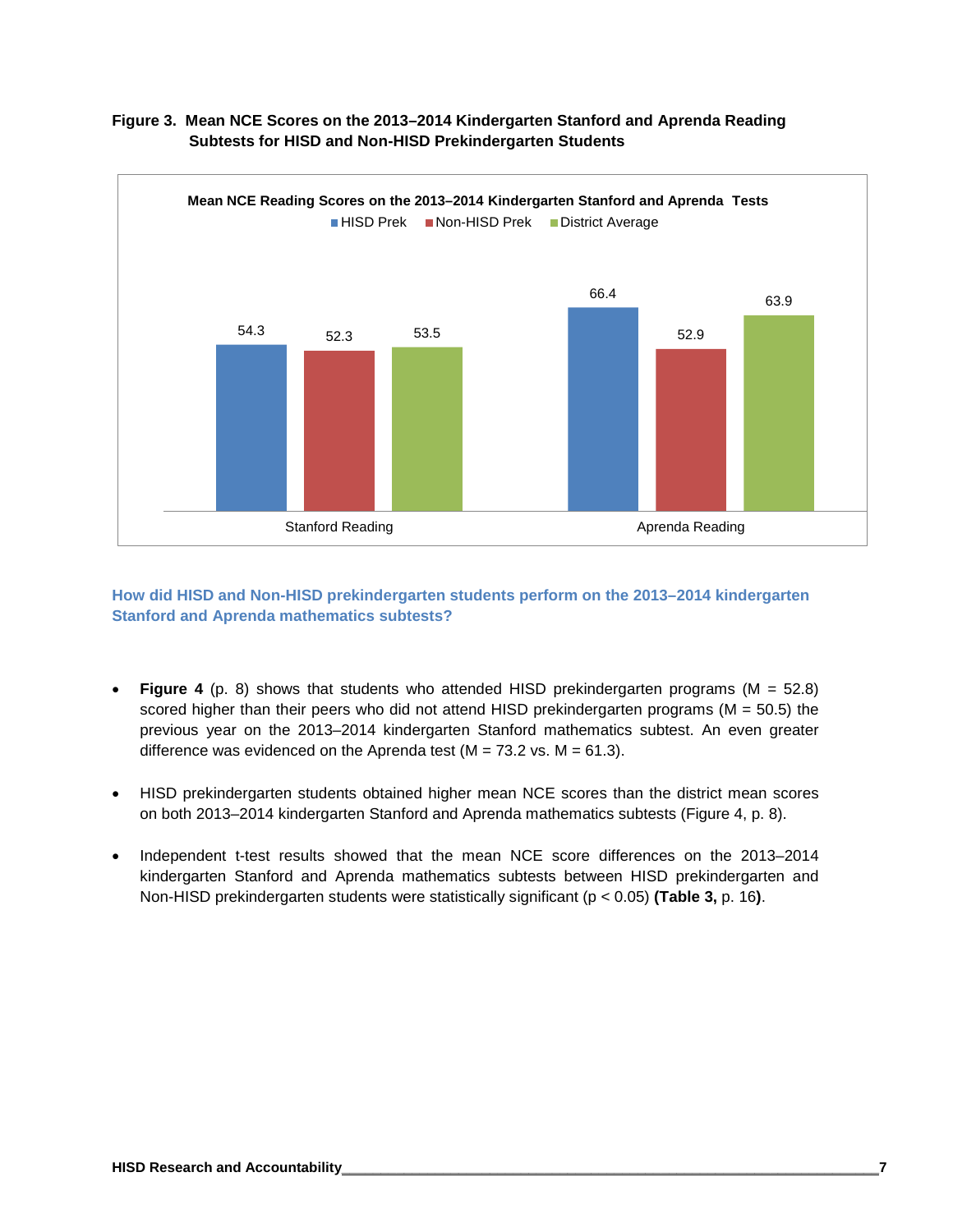**Figure 3. Mean NCE Scores on the 2013–2014 Kindergarten Stanford and Aprenda Reading Subtests for HISD and Non-HISD Prekindergarten Students**

Mean NCE Reading Scores on the 2013–2014 Kindergarten Stanford and Aprenda Tests

| | HISD Prek | Non-HISD Prek | District Average |
|---|---|---|---|
| Stanford Reading | 54.3 | 52.3 | 53.5 |
| Aprenda Reading | 66.4 | 52.9 | 63.9 |

### How did HISD and Non-HISD prekindergarten students perform on the 2013–2014 kindergarten Stanford and Aprenda mathematics subtests?

- **Figure 4** (p. 8) shows that students who attended HISD prekindergarten programs (M = 52.8) scored higher than their peers who did not attend HISD prekindergarten programs (M = 50.5) the previous year on the 2013–2014 kindergarten Stanford mathematics subtest. An even greater difference was evidenced on the Aprenda test (M = 73.2 vs. M = 61.3).

- HISD prekindergarten students obtained higher mean NCE scores than the district mean scores on both 2013–2014 kindergarten Stanford and Aprenda mathematics subtests (Figure 4, p. 8).

- Independent t-test results showed that the mean NCE score differences on the 2013–2014 kindergarten Stanford and Aprenda mathematics subtests between HISD prekindergarten and Non-HISD prekindergarten students were statistically significant ($p < 0.05$) **(Table 3,** p. 16**)**.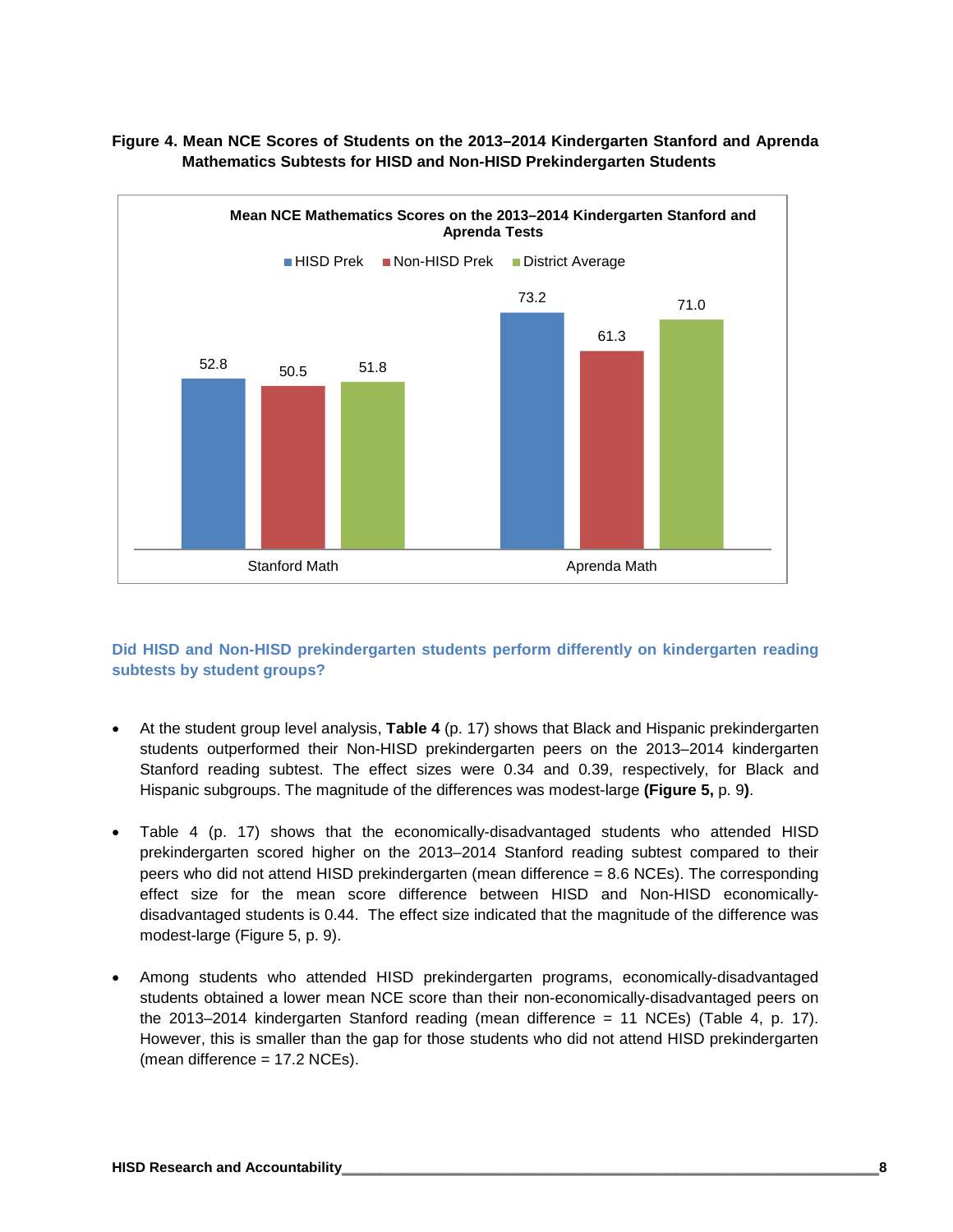**Figure 4. Mean NCE Scores of Students on the 2013–2014 Kindergarten Stanford and Aprenda Mathematics Subtests for HISD and Non-HISD Prekindergarten Students**

**Mean NCE Mathematics Scores on the 2013–2014 Kindergarten Stanford and Aprenda Tests**

| | HISD Prek | Non-HISD Prek | District Average |
|---|---|---|---|
| Stanford Math | 52.8 | 50.5 | 51.8 |
| Aprenda Math | 73.2 | 61.3 | 71.0 |

### Did HISD and Non-HISD prekindergarten students perform differently on kindergarten reading subtests by student groups?

- At the student group level analysis, **Table 4** (p. 17) shows that Black and Hispanic prekindergarten students outperformed their Non-HISD prekindergarten peers on the 2013–2014 kindergarten Stanford reading subtest. The effect sizes were 0.34 and 0.39, respectively, for Black and Hispanic subgroups. The magnitude of the differences was modest-large **(Figure 5,** p. 9**)**.

- Table 4 (p. 17) shows that the economically-disadvantaged students who attended HISD prekindergarten scored higher on the 2013–2014 Stanford reading subtest compared to their peers who did not attend HISD prekindergarten (mean difference = 8.6 NCEs). The corresponding effect size for the mean score difference between HISD and Non-HISD economically-disadvantaged students is 0.44. The effect size indicated that the magnitude of the difference was modest-large (Figure 5, p. 9).

- Among students who attended HISD prekindergarten programs, economically-disadvantaged students obtained a lower mean NCE score than their non-economically-disadvantaged peers on the 2013–2014 kindergarten Stanford reading (mean difference = 11 NCEs) (Table 4, p. 17). However, this is smaller than the gap for those students who did not attend HISD prekindergarten (mean difference = 17.2 NCEs).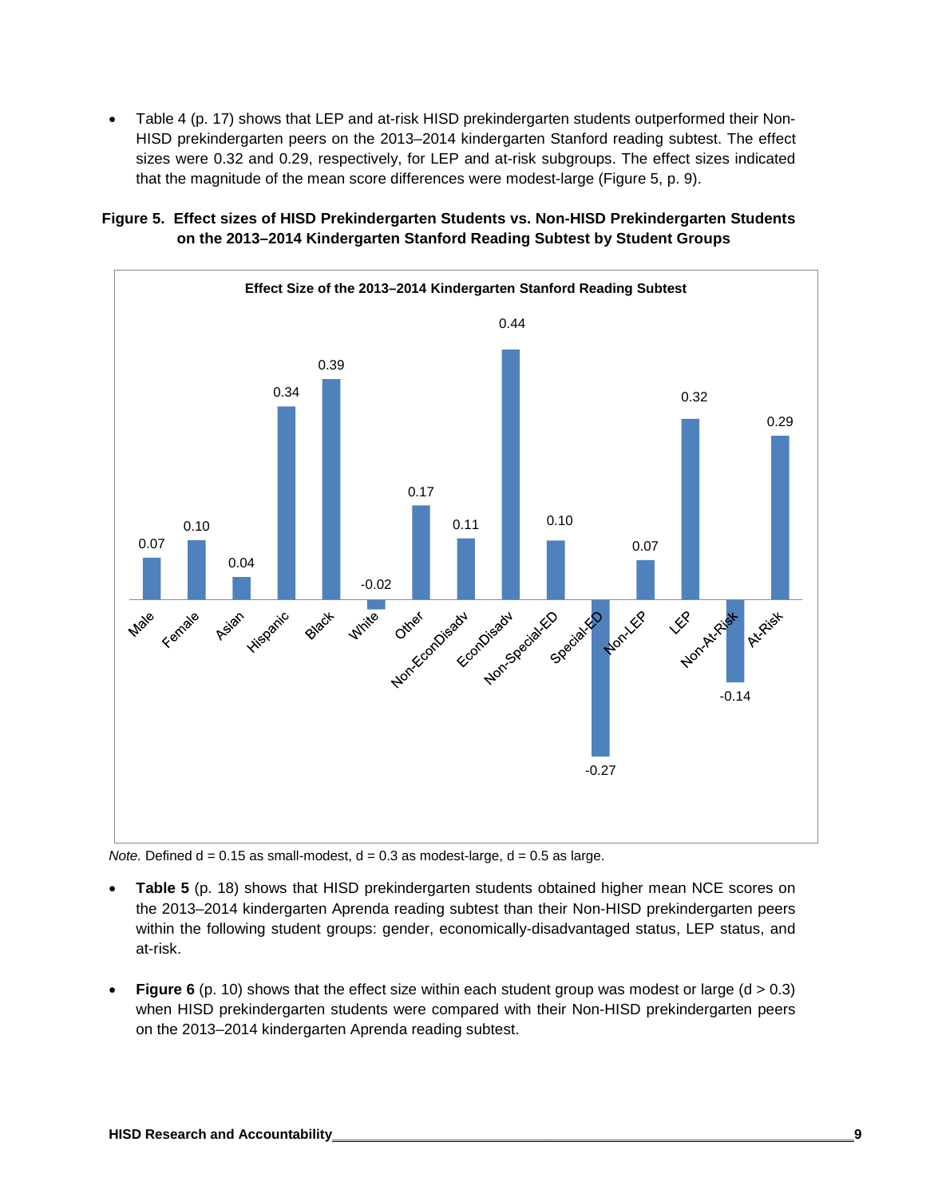- Table 4 (p. 17) shows that LEP and at-risk HISD prekindergarten students outperformed their Non-HISD prekindergarten peers on the 2013–2014 kindergarten Stanford reading subtest. The effect sizes were 0.32 and 0.29, respectively, for LEP and at-risk subgroups. The effect sizes indicated that the magnitude of the mean score differences were modest-large (Figure 5, p. 9).

**Figure 5. Effect sizes of HISD Prekindergarten Students vs. Non-HISD Prekindergarten Students on the 2013–2014 Kindergarten Stanford Reading Subtest by Student Groups**

**Effect Size of the 2013–2014 Kindergarten Stanford Reading Subtest**

| Student Group | Effect Size |
|---|---|
| Male | 0.07 |
| Female | 0.10 |
| Asian | 0.04 |
| Hispanic | 0.34 |
| Black | 0.39 |
| White | -0.02 |
| Other | 0.17 |
| Non-EconDisadv | 0.11 |
| EconDisadv | 0.44 |
| Non-Special-ED | 0.10 |
| Special-ED | -0.27 |
| Non-LEP | 0.07 |
| LEP | 0.32 |
| Non-At-Risk | -0.14 |
| At-Risk | 0.29 |

*Note.* Defined d = 0.15 as small-modest, d = 0.3 as modest-large, d = 0.5 as large.

- **Table 5** (p. 18) shows that HISD prekindergarten students obtained higher mean NCE scores on the 2013–2014 kindergarten Aprenda reading subtest than their Non-HISD prekindergarten peers within the following student groups: gender, economically-disadvantaged status, LEP status, and at-risk.

- **Figure 6** (p. 10) shows that the effect size within each student group was modest or large (d > 0.3) when HISD prekindergarten students were compared with their Non-HISD prekindergarten peers on the 2013–2014 kindergarten Aprenda reading subtest.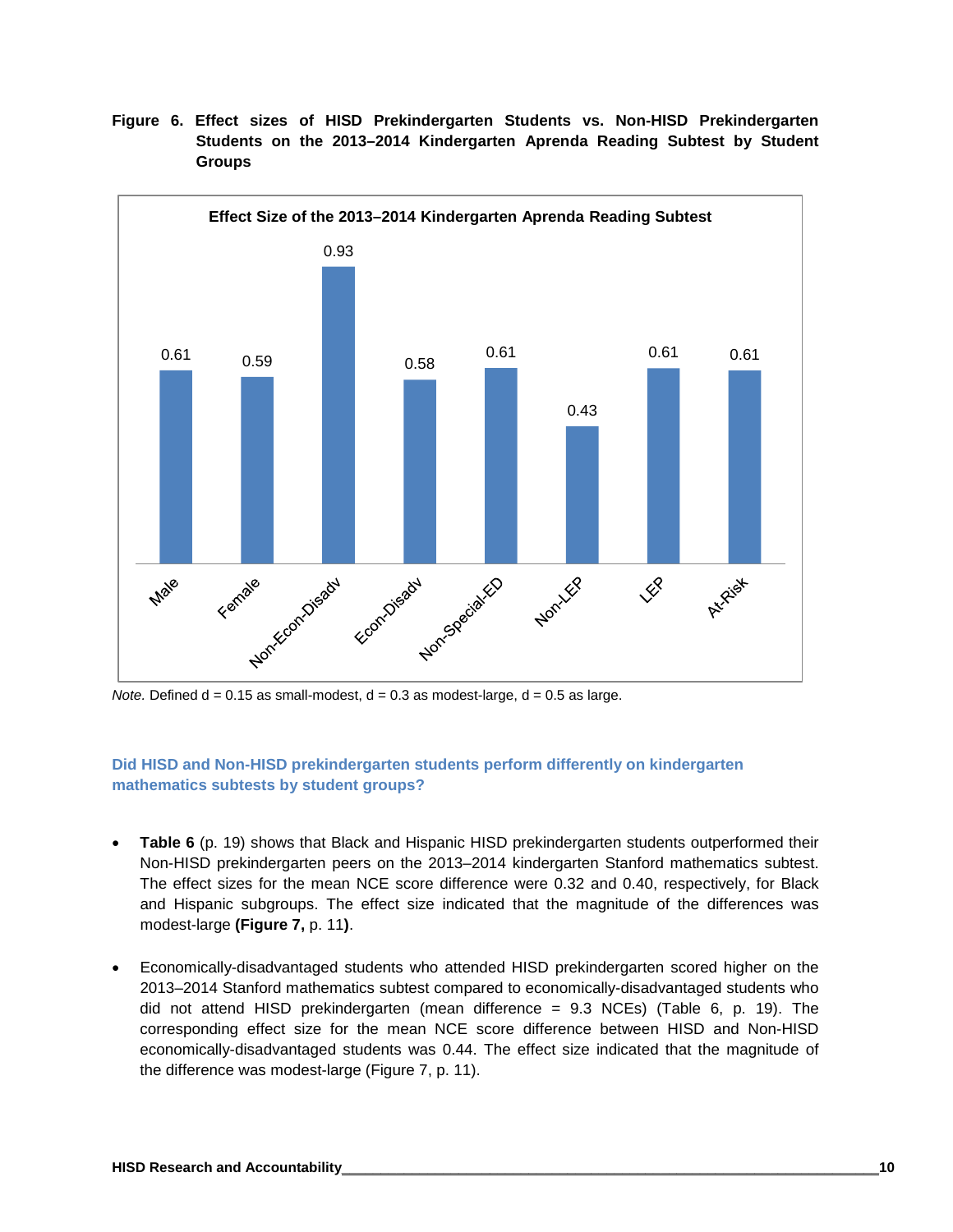**Figure 6. Effect sizes of HISD Prekindergarten Students vs. Non-HISD Prekindergarten Students on the 2013–2014 Kindergarten Aprenda Reading Subtest by Student Groups**

**Effect Size of the 2013–2014 Kindergarten Aprenda Reading Subtest**

| Student Group | Effect Size |
|---|---|
| Male | 0.61 |
| Female | 0.59 |
| Non-Econ-Disadv | 0.93 |
| Econ-Disadv | 0.58 |
| Non-Special-ED | 0.61 |
| Non-LEP | 0.43 |
| LEP | 0.61 |
| At-Risk | 0.61 |

*Note.* Defined d = 0.15 as small-modest, d = 0.3 as modest-large, d = 0.5 as large.

### Did HISD and Non-HISD prekindergarten students perform differently on kindergarten mathematics subtests by student groups?

- **Table 6** (p. 19) shows that Black and Hispanic HISD prekindergarten students outperformed their Non-HISD prekindergarten peers on the 2013–2014 kindergarten Stanford mathematics subtest. The effect sizes for the mean NCE score difference were 0.32 and 0.40, respectively, for Black and Hispanic subgroups. The effect size indicated that the magnitude of the differences was modest-large **(Figure 7,** p. 11**)**.

- Economically-disadvantaged students who attended HISD prekindergarten scored higher on the 2013–2014 Stanford mathematics subtest compared to economically-disadvantaged students who did not attend HISD prekindergarten (mean difference = 9.3 NCEs) (Table 6, p. 19). The corresponding effect size for the mean NCE score difference between HISD and Non-HISD economically-disadvantaged students was 0.44. The effect size indicated that the magnitude of the difference was modest-large (Figure 7, p. 11).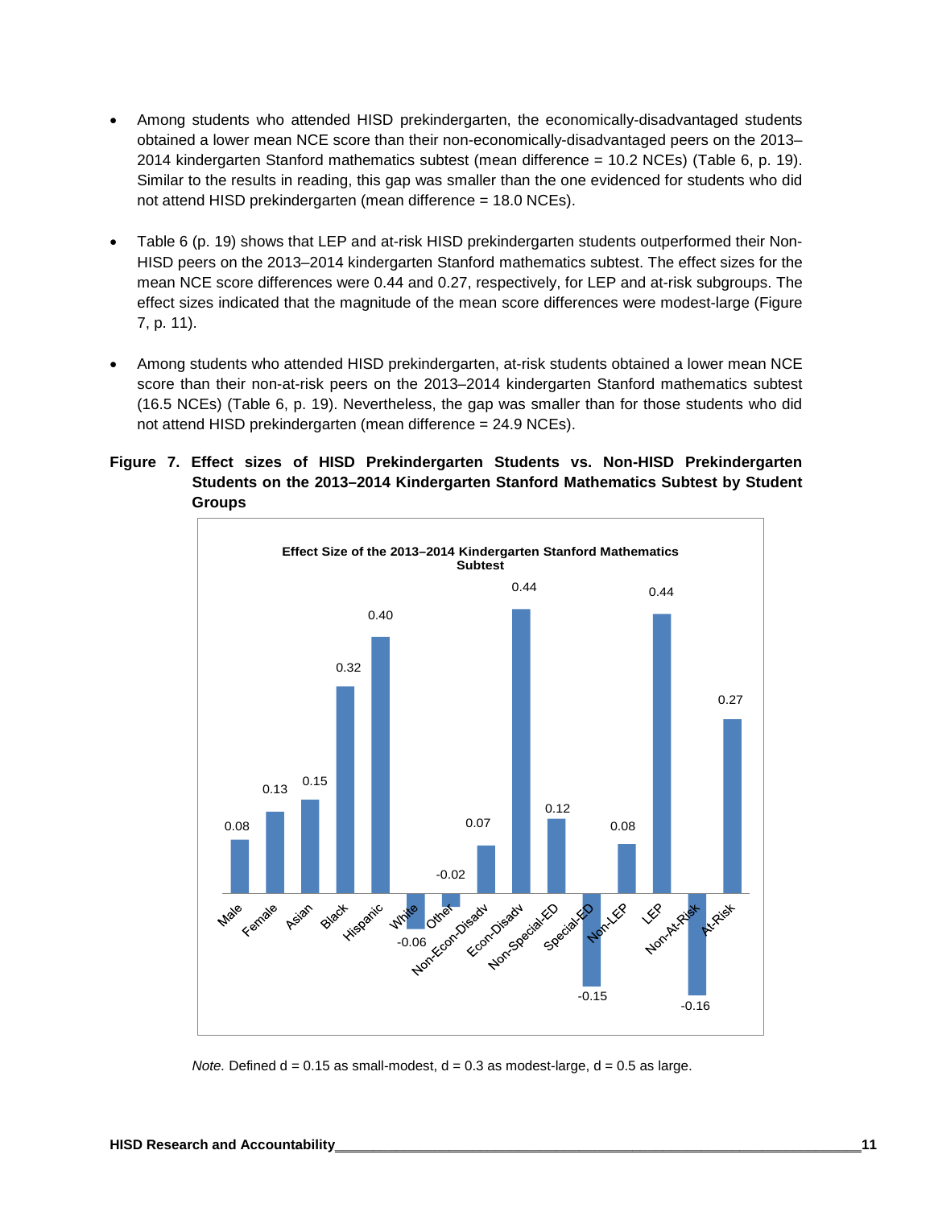- Among students who attended HISD prekindergarten, the economically-disadvantaged students obtained a lower mean NCE score than their non-economically-disadvantaged peers on the 2013–2014 kindergarten Stanford mathematics subtest (mean difference = 10.2 NCEs) (Table 6, p. 19). Similar to the results in reading, this gap was smaller than the one evidenced for students who did not attend HISD prekindergarten (mean difference = 18.0 NCEs).

- Table 6 (p. 19) shows that LEP and at-risk HISD prekindergarten students outperformed their Non-HISD peers on the 2013–2014 kindergarten Stanford mathematics subtest. The effect sizes for the mean NCE score differences were 0.44 and 0.27, respectively, for LEP and at-risk subgroups. The effect sizes indicated that the magnitude of the mean score differences were modest-large (Figure 7, p. 11).

- Among students who attended HISD prekindergarten, at-risk students obtained a lower mean NCE score than their non-at-risk peers on the 2013–2014 kindergarten Stanford mathematics subtest (16.5 NCEs) (Table 6, p. 19). Nevertheless, the gap was smaller than for those students who did not attend HISD prekindergarten (mean difference = 24.9 NCEs).

**Figure 7. Effect sizes of HISD Prekindergarten Students vs. Non-HISD Prekindergarten Students on the 2013–2014 Kindergarten Stanford Mathematics Subtest by Student Groups**

Effect Size of the 2013–2014 Kindergarten Stanford Mathematics Subtest

| Group | Effect Size |
|---|---|
| Male | 0.08 |
| Female | 0.13 |
| Asian | 0.15 |
| Black | 0.32 |
| Hispanic | 0.40 |
| White | -0.06 |
| Other | -0.02 |
| Non-Econ-Disadv | 0.07 |
| Econ-Disadv | 0.44 |
| Non-Special-ED | 0.12 |
| Special-ED | -0.15 |
| Non-LEP | 0.08 |
| LEP | 0.44 |
| Non-At-Risk | -0.16 |
| At-Risk | 0.27 |

*Note.* Defined d = 0.15 as small-modest, d = 0.3 as modest-large, d = 0.5 as large.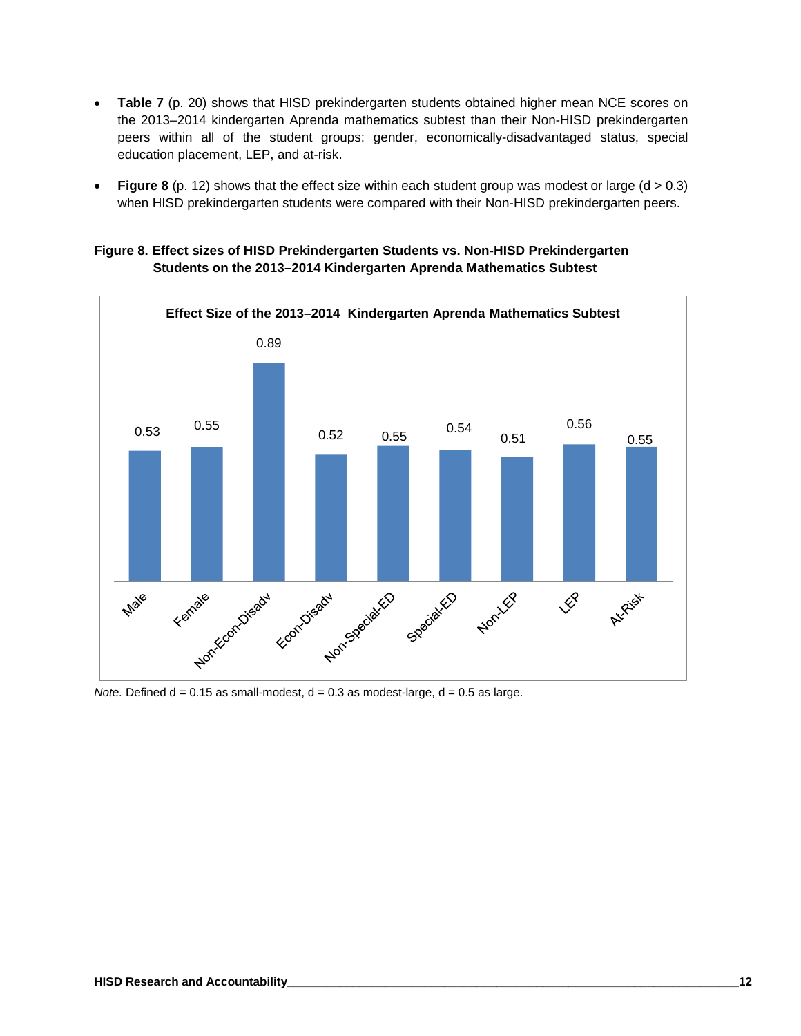- **Table 7** (p. 20) shows that HISD prekindergarten students obtained higher mean NCE scores on the 2013–2014 kindergarten Aprenda mathematics subtest than their Non-HISD prekindergarten peers within all of the student groups: gender, economically-disadvantaged status, special education placement, LEP, and at-risk.
- **Figure 8** (p. 12) shows that the effect size within each student group was modest or large ($d > 0.3$) when HISD prekindergarten students were compared with their Non-HISD prekindergarten peers.

**Figure 8. Effect sizes of HISD Prekindergarten Students vs. Non-HISD Prekindergarten Students on the 2013–2014 Kindergarten Aprenda Mathematics Subtest**

**Effect Size of the 2013–2014 Kindergarten Aprenda Mathematics Subtest**

| Student Group | Effect Size |
|---|---|
| Male | 0.53 |
| Female | 0.55 |
| Non-Econ-Disadv | 0.89 |
| Econ-Disadv | 0.52 |
| Non-Special-ED | 0.55 |
| Special-ED | 0.54 |
| Non-LEP | 0.51 |
| LEP | 0.56 |
| At-Risk | 0.55 |

*Note.* Defined $d = 0.15$ as small-modest, $d = 0.3$ as modest-large, $d = 0.5$ as large.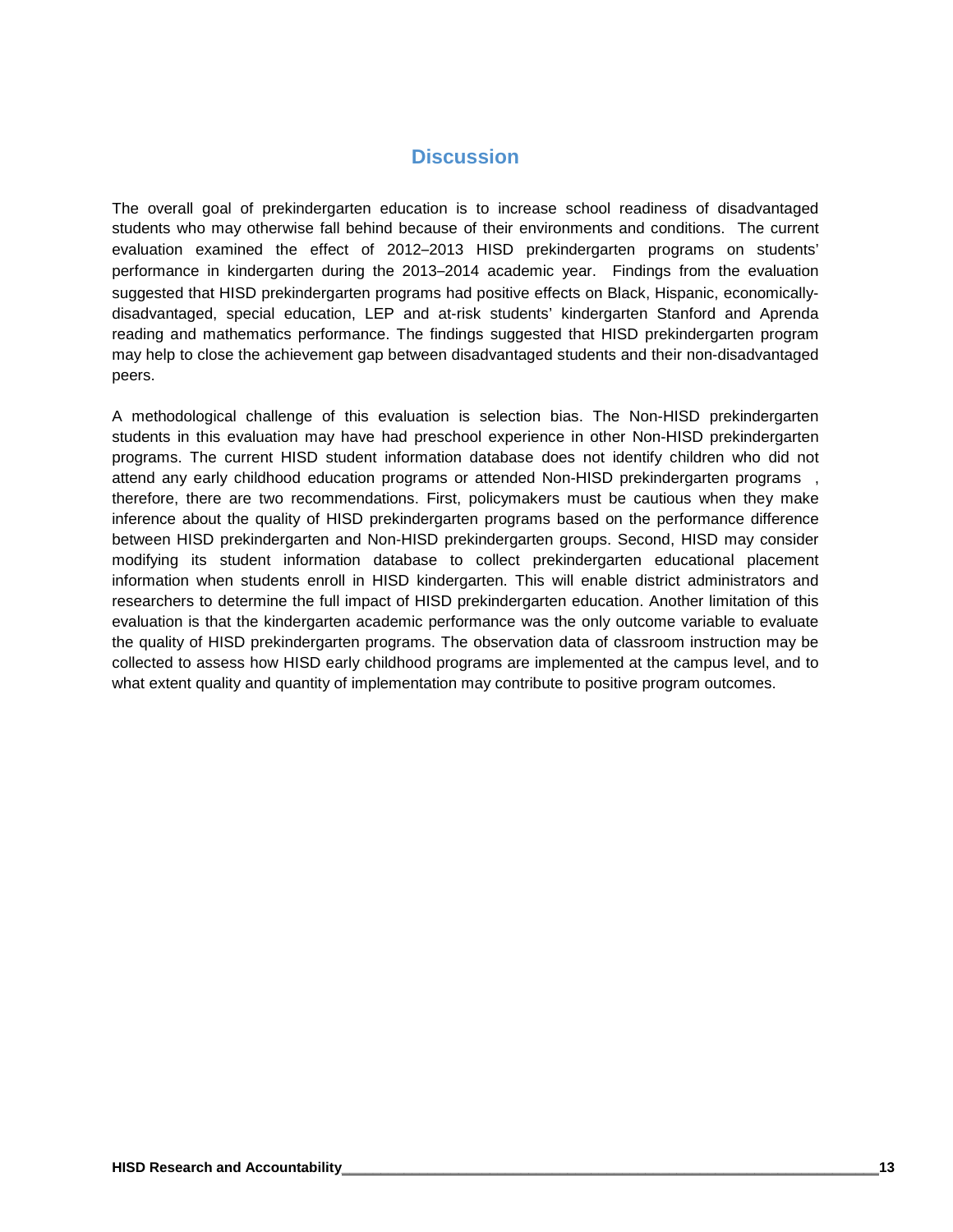# Discussion

The overall goal of prekindergarten education is to increase school readiness of disadvantaged students who may otherwise fall behind because of their environments and conditions. The current evaluation examined the effect of 2012–2013 HISD prekindergarten programs on students' performance in kindergarten during the 2013–2014 academic year. Findings from the evaluation suggested that HISD prekindergarten programs had positive effects on Black, Hispanic, economically-disadvantaged, special education, LEP and at-risk students' kindergarten Stanford and Aprenda reading and mathematics performance. The findings suggested that HISD prekindergarten program may help to close the achievement gap between disadvantaged students and their non-disadvantaged peers.

A methodological challenge of this evaluation is selection bias. The Non-HISD prekindergarten students in this evaluation may have had preschool experience in other Non-HISD prekindergarten programs. The current HISD student information database does not identify children who did not attend any early childhood education programs or attended Non-HISD prekindergarten programs , therefore, there are two recommendations. First, policymakers must be cautious when they make inference about the quality of HISD prekindergarten programs based on the performance difference between HISD prekindergarten and Non-HISD prekindergarten groups. Second, HISD may consider modifying its student information database to collect prekindergarten educational placement information when students enroll in HISD kindergarten. This will enable district administrators and researchers to determine the full impact of HISD prekindergarten education. Another limitation of this evaluation is that the kindergarten academic performance was the only outcome variable to evaluate the quality of HISD prekindergarten programs. The observation data of classroom instruction may be collected to assess how HISD early childhood programs are implemented at the campus level, and to what extent quality and quantity of implementation may contribute to positive program outcomes.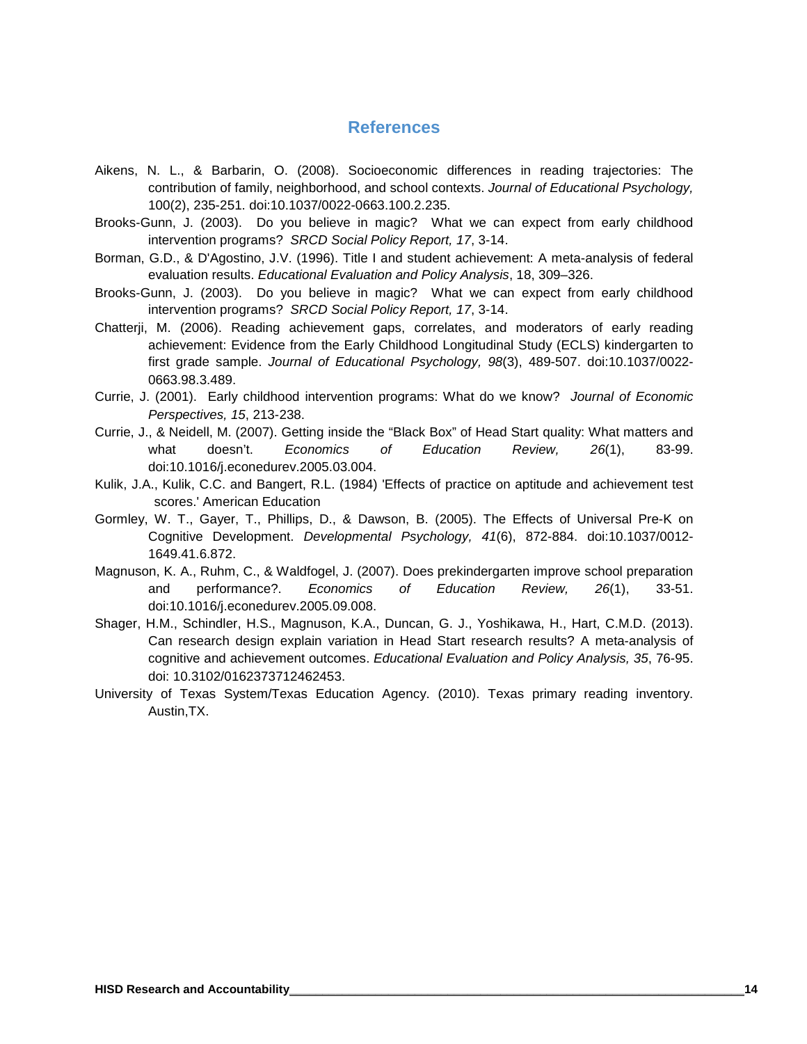# References

Aikens, N. L., & Barbarin, O. (2008). Socioeconomic differences in reading trajectories: The contribution of family, neighborhood, and school contexts. *Journal of Educational Psychology,* 100(2), 235-251. doi:10.1037/0022-0663.100.2.235.

Brooks-Gunn, J. (2003). Do you believe in magic? What we can expect from early childhood intervention programs? *SRCD Social Policy Report, 17*, 3-14.

Borman, G.D., & D'Agostino, J.V. (1996). Title I and student achievement: A meta-analysis of federal evaluation results. *Educational Evaluation and Policy Analysis*, 18, 309–326.

Brooks-Gunn, J. (2003). Do you believe in magic? What we can expect from early childhood intervention programs? *SRCD Social Policy Report, 17*, 3-14.

Chatterji, M. (2006). Reading achievement gaps, correlates, and moderators of early reading achievement: Evidence from the Early Childhood Longitudinal Study (ECLS) kindergarten to first grade sample. *Journal of Educational Psychology, 98*(3), 489-507. doi:10.1037/0022-0663.98.3.489.

Currie, J. (2001). Early childhood intervention programs: What do we know? *Journal of Economic Perspectives, 15*, 213-238.

Currie, J., & Neidell, M. (2007). Getting inside the "Black Box" of Head Start quality: What matters and what doesn't. *Economics of Education Review, 26*(1), 83-99. doi:10.1016/j.econedurev.2005.03.004.

Kulik, J.A., Kulik, C.C. and Bangert, R.L. (1984) 'Effects of practice on aptitude and achievement test scores.' American Education

Gormley, W. T., Gayer, T., Phillips, D., & Dawson, B. (2005). The Effects of Universal Pre-K on Cognitive Development. *Developmental Psychology, 41*(6), 872-884. doi:10.1037/0012-1649.41.6.872.

Magnuson, K. A., Ruhm, C., & Waldfogel, J. (2007). Does prekindergarten improve school preparation and performance?. *Economics of Education Review, 26*(1), 33-51. doi:10.1016/j.econedurev.2005.09.008.

Shager, H.M., Schindler, H.S., Magnuson, K.A., Duncan, G. J., Yoshikawa, H., Hart, C.M.D. (2013). Can research design explain variation in Head Start research results? A meta-analysis of cognitive and achievement outcomes. *Educational Evaluation and Policy Analysis, 35*, 76-95. doi: 10.3102/0162373712462453.

University of Texas System/Texas Education Agency. (2010). Texas primary reading inventory. Austin,TX.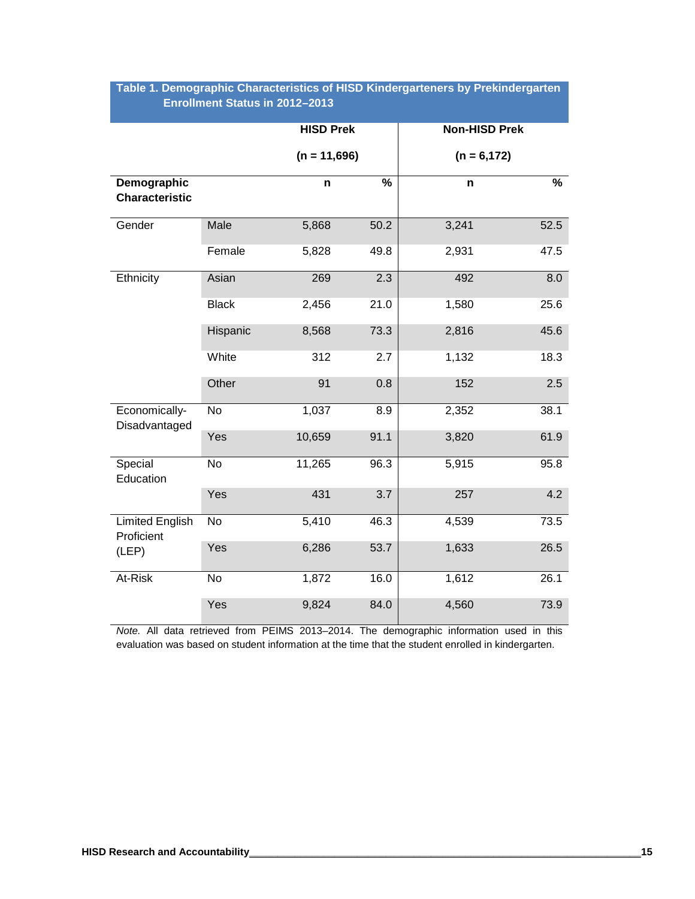**Table 1. Demographic Characteristics of HISD Kindergarteners by Prekindergarten Enrollment Status in 2012–2013**

| | | HISD Prek (n = 11,696) | | Non-HISD Prek (n = 6,172) | |
|---|---|---|---|---|---|
| **Demographic Characteristic** | | **n** | **%** | **n** | **%** |
| Gender | Male | 5,868 | 50.2 | 3,241 | 52.5 |
| | Female | 5,828 | 49.8 | 2,931 | 47.5 |
| Ethnicity | Asian | 269 | 2.3 | 492 | 8.0 |
| | Black | 2,456 | 21.0 | 1,580 | 25.6 |
| | Hispanic | 8,568 | 73.3 | 2,816 | 45.6 |
| | White | 312 | 2.7 | 1,132 | 18.3 |
| | Other | 91 | 0.8 | 152 | 2.5 |
| Economically-Disadvantaged | No | 1,037 | 8.9 | 2,352 | 38.1 |
| | Yes | 10,659 | 91.1 | 3,820 | 61.9 |
| Special Education | No | 11,265 | 96.3 | 5,915 | 95.8 |
| | Yes | 431 | 3.7 | 257 | 4.2 |
| Limited English Proficient (LEP) | No | 5,410 | 46.3 | 4,539 | 73.5 |
| | Yes | 6,286 | 53.7 | 1,633 | 26.5 |
| At-Risk | No | 1,872 | 16.0 | 1,612 | 26.1 |
| | Yes | 9,824 | 84.0 | 4,560 | 73.9 |

*Note.* All data retrieved from PEIMS 2013–2014. The demographic information used in this evaluation was based on student information at the time that the student enrolled in kindergarten.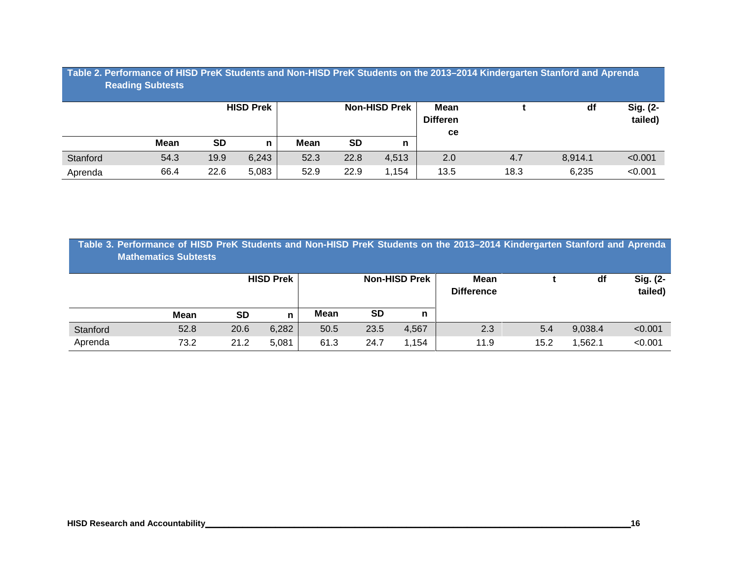**Table 2. Performance of HISD PreK Students and Non-HISD PreK Students on the 2013–2014 Kindergarten Stanford and Aprenda Reading Subtests**

| | HISD Prek | | | Non-HISD Prek | | | Mean Difference | t | df | Sig. (2-tailed) |
|---|---|---|---|---|---|---|---|---|---|---|
| | Mean | SD | n | Mean | SD | n | | | | |
| Stanford | 54.3 | 19.9 | 6,243 | 52.3 | 22.8 | 4,513 | 2.0 | 4.7 | 8,914.1 | <0.001 |
| Aprenda | 66.4 | 22.6 | 5,083 | 52.9 | 22.9 | 1,154 | 13.5 | 18.3 | 6,235 | <0.001 |

**Table 3. Performance of HISD PreK Students and Non-HISD PreK Students on the 2013–2014 Kindergarten Stanford and Aprenda Mathematics Subtests**

| | HISD Prek | | | Non-HISD Prek | | | Mean Difference | t | df | Sig. (2-tailed) |
|---|---|---|---|---|---|---|---|---|---|---|
| | Mean | SD | n | Mean | SD | n | | | | |
| Stanford | 52.8 | 20.6 | 6,282 | 50.5 | 23.5 | 4,567 | 2.3 | 5.4 | 9,038.4 | <0.001 |
| Aprenda | 73.2 | 21.2 | 5,081 | 61.3 | 24.7 | 1,154 | 11.9 | 15.2 | 1,562.1 | <0.001 |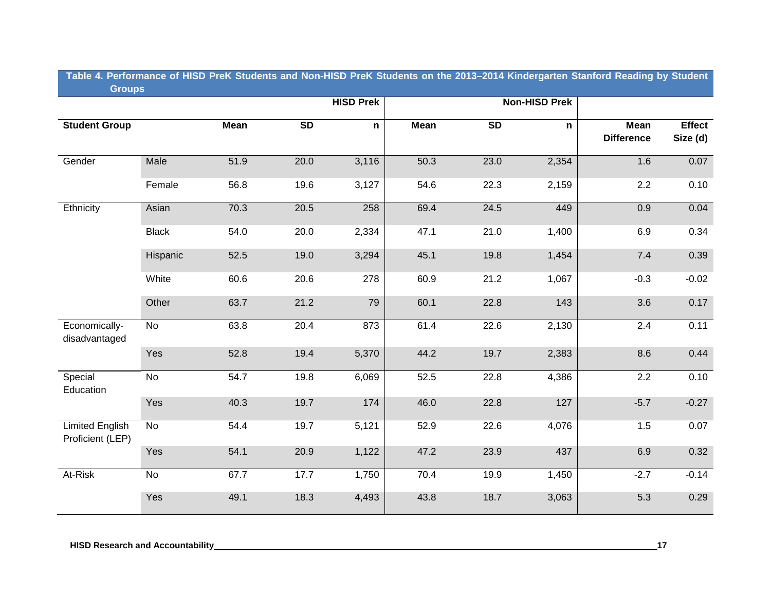**Table 4. Performance of HISD PreK Students and Non-HISD PreK Students on the 2013–2014 Kindergarten Stanford Reading by Student Groups**

| Student Group | | HISD Prek | | | Non-HISD Prek | | | | |
|---|---|---|---|---|---|---|---|---|---|
| | | Mean | SD | n | Mean | SD | n | Mean Difference | Effect Size (d) |
| Gender | Male | 51.9 | 20.0 | 3,116 | 50.3 | 23.0 | 2,354 | 1.6 | 0.07 |
| | Female | 56.8 | 19.6 | 3,127 | 54.6 | 22.3 | 2,159 | 2.2 | 0.10 |
| Ethnicity | Asian | 70.3 | 20.5 | 258 | 69.4 | 24.5 | 449 | 0.9 | 0.04 |
| | Black | 54.0 | 20.0 | 2,334 | 47.1 | 21.0 | 1,400 | 6.9 | 0.34 |
| | Hispanic | 52.5 | 19.0 | 3,294 | 45.1 | 19.8 | 1,454 | 7.4 | 0.39 |
| | White | 60.6 | 20.6 | 278 | 60.9 | 21.2 | 1,067 | -0.3 | -0.02 |
| | Other | 63.7 | 21.2 | 79 | 60.1 | 22.8 | 143 | 3.6 | 0.17 |
| Economically-disadvantaged | No | 63.8 | 20.4 | 873 | 61.4 | 22.6 | 2,130 | 2.4 | 0.11 |
| | Yes | 52.8 | 19.4 | 5,370 | 44.2 | 19.7 | 2,383 | 8.6 | 0.44 |
| Special Education | No | 54.7 | 19.8 | 6,069 | 52.5 | 22.8 | 4,386 | 2.2 | 0.10 |
| | Yes | 40.3 | 19.7 | 174 | 46.0 | 22.8 | 127 | -5.7 | -0.27 |
| Limited English Proficient (LEP) | No | 54.4 | 19.7 | 5,121 | 52.9 | 22.6 | 4,076 | 1.5 | 0.07 |
| | Yes | 54.1 | 20.9 | 1,122 | 47.2 | 23.9 | 437 | 6.9 | 0.32 |
| At-Risk | No | 67.7 | 17.7 | 1,750 | 70.4 | 19.9 | 1,450 | -2.7 | -0.14 |
| | Yes | 49.1 | 18.3 | 4,493 | 43.8 | 18.7 | 3,063 | 5.3 | 0.29 |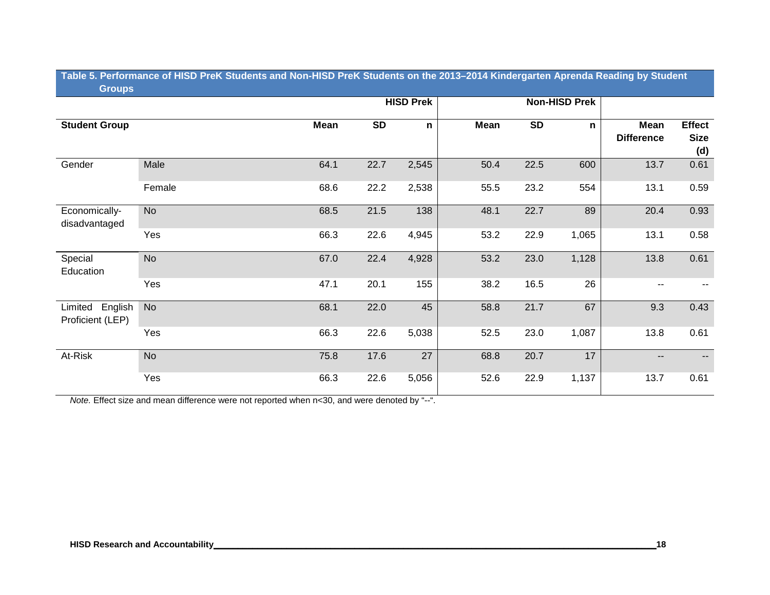**Table 5. Performance of HISD PreK Students and Non-HISD PreK Students on the 2013–2014 Kindergarten Aprenda Reading by Student Groups**

| | | HISD Prek | | | Non-HISD Prek | | | | |
|---|---|---|---|---|---|---|---|---|---|
| **Student Group** | | **Mean** | **SD** | **n** | **Mean** | **SD** | **n** | **Mean Difference** | **Effect Size (d)** |
| Gender | Male | 64.1 | 22.7 | 2,545 | 50.4 | 22.5 | 600 | 13.7 | 0.61 |
| | Female | 68.6 | 22.2 | 2,538 | 55.5 | 23.2 | 554 | 13.1 | 0.59 |
| Economically-disadvantaged | No | 68.5 | 21.5 | 138 | 48.1 | 22.7 | 89 | 20.4 | 0.93 |
| | Yes | 66.3 | 22.6 | 4,945 | 53.2 | 22.9 | 1,065 | 13.1 | 0.58 |
| Special Education | No | 67.0 | 22.4 | 4,928 | 53.2 | 23.0 | 1,128 | 13.8 | 0.61 |
| | Yes | 47.1 | 20.1 | 155 | 38.2 | 16.5 | 26 | -- | -- |
| Limited English Proficient (LEP) | No | 68.1 | 22.0 | 45 | 58.8 | 21.7 | 67 | 9.3 | 0.43 |
| | Yes | 66.3 | 22.6 | 5,038 | 52.5 | 23.0 | 1,087 | 13.8 | 0.61 |
| At-Risk | No | 75.8 | 17.6 | 27 | 68.8 | 20.7 | 17 | -- | -- |
| | Yes | 66.3 | 22.6 | 5,056 | 52.6 | 22.9 | 1,137 | 13.7 | 0.61 |

*Note.* Effect size and mean difference were not reported when n<30, and were denoted by "--".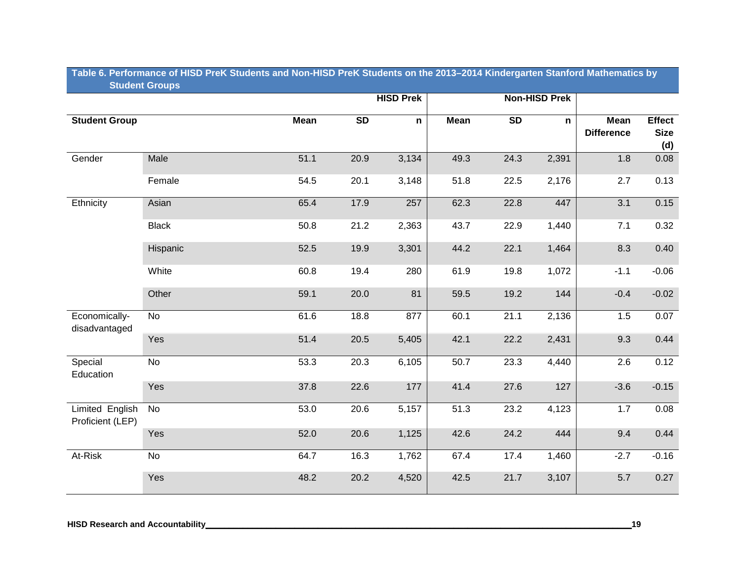**Table 6. Performance of HISD PreK Students and Non-HISD PreK Students on the 2013–2014 Kindergarten Stanford Mathematics by Student Groups**

| Student Group | | HISD Prek | | | Non-HISD Prek | | | | |
|---|---|---|---|---|---|---|---|---|---|
| | | Mean | SD | n | Mean | SD | n | Mean Difference | Effect Size (d) |
| Gender | Male | 51.1 | 20.9 | 3,134 | 49.3 | 24.3 | 2,391 | 1.8 | 0.08 |
| | Female | 54.5 | 20.1 | 3,148 | 51.8 | 22.5 | 2,176 | 2.7 | 0.13 |
| Ethnicity | Asian | 65.4 | 17.9 | 257 | 62.3 | 22.8 | 447 | 3.1 | 0.15 |
| | Black | 50.8 | 21.2 | 2,363 | 43.7 | 22.9 | 1,440 | 7.1 | 0.32 |
| | Hispanic | 52.5 | 19.9 | 3,301 | 44.2 | 22.1 | 1,464 | 8.3 | 0.40 |
| | White | 60.8 | 19.4 | 280 | 61.9 | 19.8 | 1,072 | -1.1 | -0.06 |
| | Other | 59.1 | 20.0 | 81 | 59.5 | 19.2 | 144 | -0.4 | -0.02 |
| Economically-disadvantaged | No | 61.6 | 18.8 | 877 | 60.1 | 21.1 | 2,136 | 1.5 | 0.07 |
| | Yes | 51.4 | 20.5 | 5,405 | 42.1 | 22.2 | 2,431 | 9.3 | 0.44 |
| Special Education | No | 53.3 | 20.3 | 6,105 | 50.7 | 23.3 | 4,440 | 2.6 | 0.12 |
| | Yes | 37.8 | 22.6 | 177 | 41.4 | 27.6 | 127 | -3.6 | -0.15 |
| Limited English Proficient (LEP) | No | 53.0 | 20.6 | 5,157 | 51.3 | 23.2 | 4,123 | 1.7 | 0.08 |
| | Yes | 52.0 | 20.6 | 1,125 | 42.6 | 24.2 | 444 | 9.4 | 0.44 |
| At-Risk | No | 64.7 | 16.3 | 1,762 | 67.4 | 17.4 | 1,460 | -2.7 | -0.16 |
| | Yes | 48.2 | 20.2 | 4,520 | 42.5 | 21.7 | 3,107 | 5.7 | 0.27 |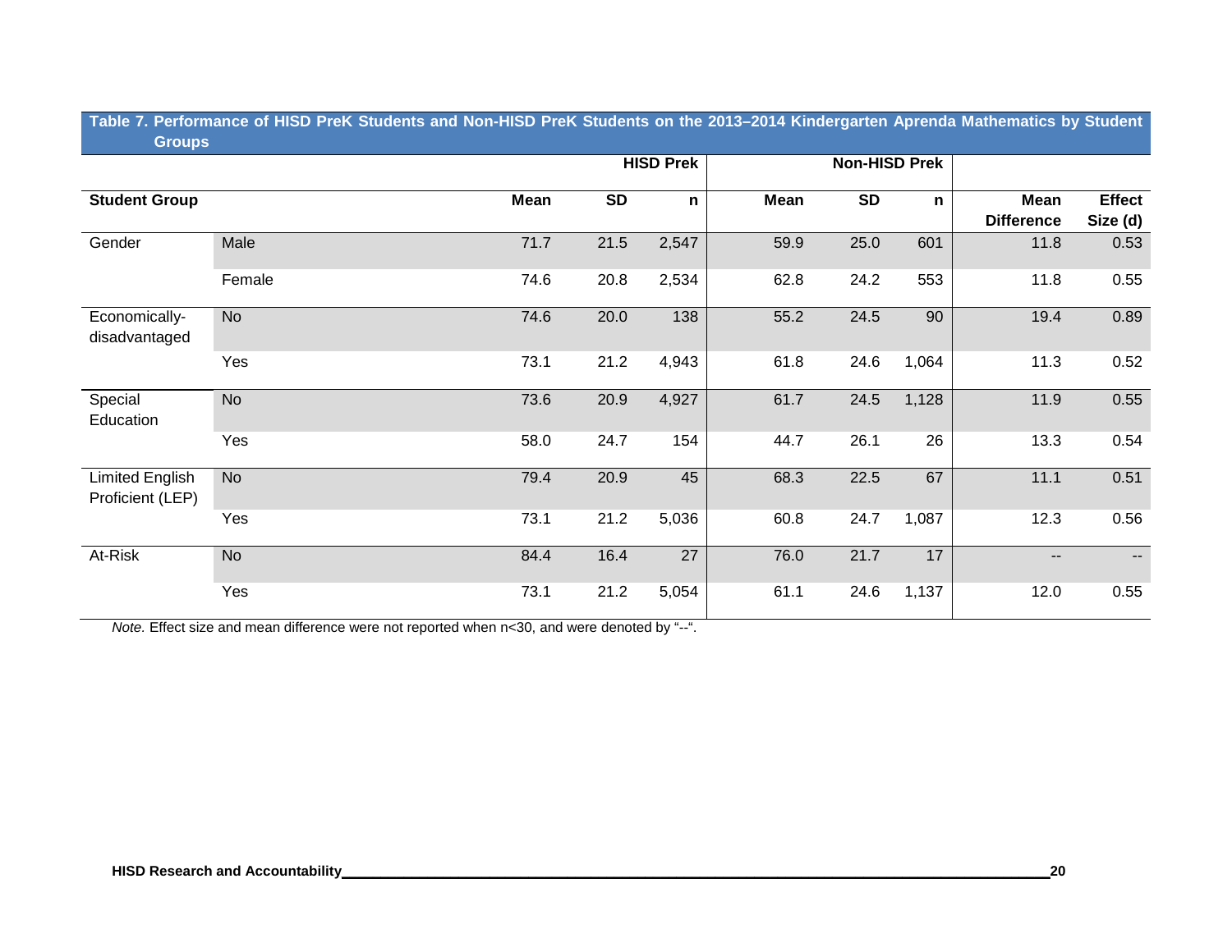**Table 7. Performance of HISD PreK Students and Non-HISD PreK Students on the 2013–2014 Kindergarten Aprenda Mathematics by Student Groups**

| | | HISD Prek | | | Non-HISD Prek | | | | |
|---|---|---|---|---|---|---|---|---|---|
| **Student Group** | | **Mean** | **SD** | **n** | **Mean** | **SD** | **n** | **Mean Difference** | **Effect Size (d)** |
| Gender | Male | 71.7 | 21.5 | 2,547 | 59.9 | 25.0 | 601 | 11.8 | 0.53 |
| | Female | 74.6 | 20.8 | 2,534 | 62.8 | 24.2 | 553 | 11.8 | 0.55 |
| Economically-disadvantaged | No | 74.6 | 20.0 | 138 | 55.2 | 24.5 | 90 | 19.4 | 0.89 |
| | Yes | 73.1 | 21.2 | 4,943 | 61.8 | 24.6 | 1,064 | 11.3 | 0.52 |
| Special Education | No | 73.6 | 20.9 | 4,927 | 61.7 | 24.5 | 1,128 | 11.9 | 0.55 |
| | Yes | 58.0 | 24.7 | 154 | 44.7 | 26.1 | 26 | 13.3 | 0.54 |
| Limited English Proficient (LEP) | No | 79.4 | 20.9 | 45 | 68.3 | 22.5 | 67 | 11.1 | 0.51 |
| | Yes | 73.1 | 21.2 | 5,036 | 60.8 | 24.7 | 1,087 | 12.3 | 0.56 |
| At-Risk | No | 84.4 | 16.4 | 27 | 76.0 | 21.7 | 17 | -- | -- |
| | Yes | 73.1 | 21.2 | 5,054 | 61.1 | 24.6 | 1,137 | 12.0 | 0.55 |

*Note.* Effect size and mean difference were not reported when n<30, and were denoted by "--".